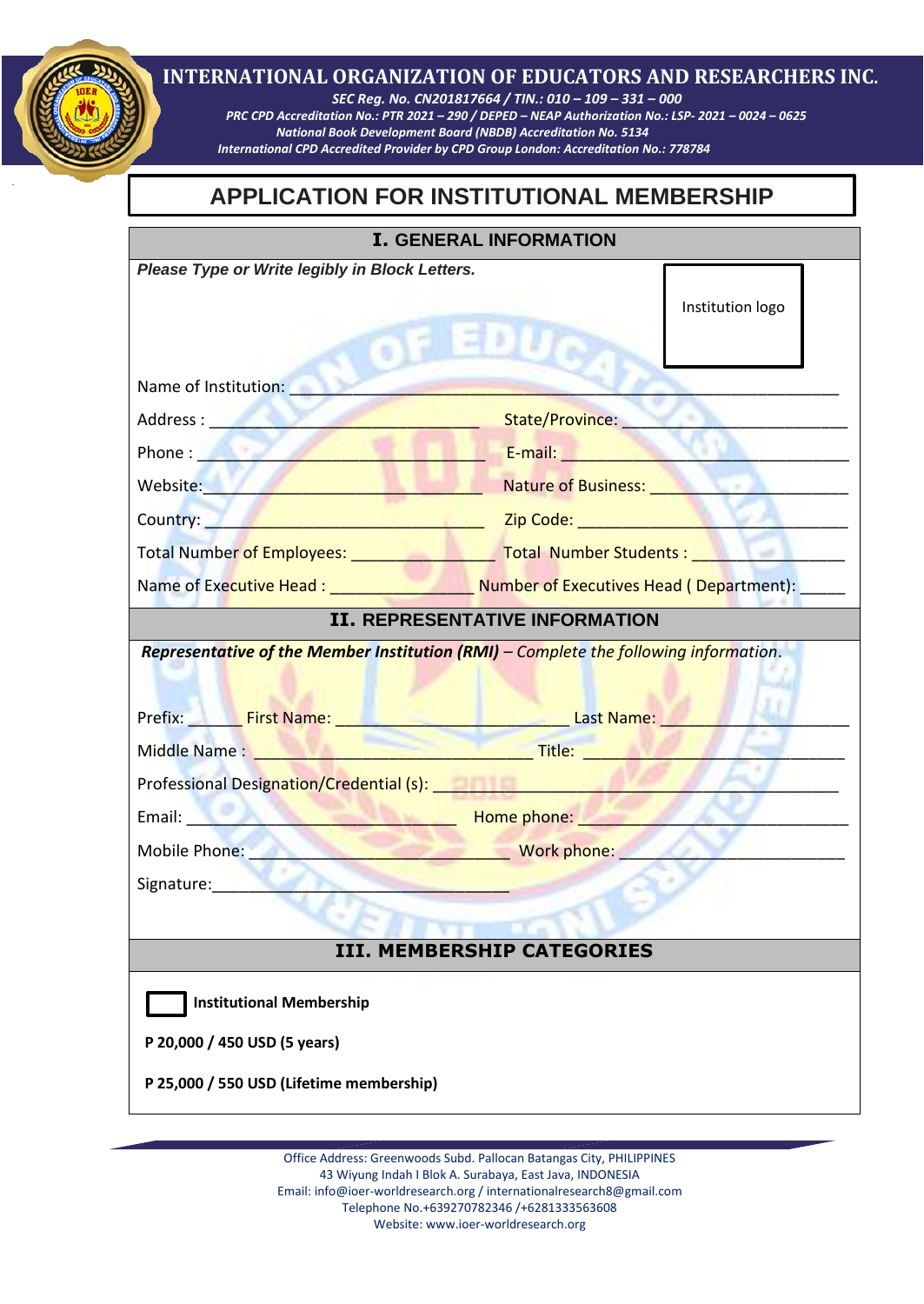# INTERNATIONAL ORGANIZATION OF EDUCATORS AND RESEARCHERS INC.

*SEC Reg. No. CN201817664 / TIN.: 010 – 109 – 331 – 000*
*PRC CPD Accreditation No.: PTR 2021 – 290 / DEPED – NEAP Authorization No.: LSP- 2021 – 0024 – 0625*
*National Book Development Board (NBDB) Accreditation No. 5134*
*International CPD Accredited Provider by CPD Group London: Accreditation No.: 778784*

## APPLICATION FOR INSTITUTIONAL MEMBERSHIP

### I. GENERAL INFORMATION

***Please Type or Write legibly in Block Letters.***

Institution logo

Name of Institution: ______________________________________________

Address : ______________________________ State/Province: ________________________

Phone : ______________________________ E-mail: ______________________________

Website: ______________________________ Nature of Business: ____________________

Country: ______________________________ Zip Code: ____________________________

Total Number of Employees: ________________ Total Number Students : ________________

Name of Executive Head : ________________ Number of Executives Head ( Department): _____

### II. REPRESENTATIVE INFORMATION

***Representative of the Member Institution (RMI)** – Complete the following information.*

Prefix: ______ First Name: __________________________ Last Name: ______________________

Middle Name : ______________________________ Title: ______________________________

Professional Designation/Credential (s): __________________________________________

Email: ______________________________ Home phone: ______________________________

Mobile Phone: ______________________________ Work phone: ________________________

Signature:__________________________________

### III. MEMBERSHIP CATEGORIES

☐ **Institutional Membership**

**P 20,000 / 450 USD (5 years)**

**P 25,000 / 550 USD (Lifetime membership)**

Office Address: Greenwoods Subd. Pallocan Batangas City, PHILIPPINES
43 Wiyung Indah I Blok A. Surabaya, East Java, INDONESIA
Email: info@ioer-worldresearch.org / internationalresearch8@gmail.com
Telephone No.+639270782346 /+6281333563608
Website: www.ioer-worldresearch.org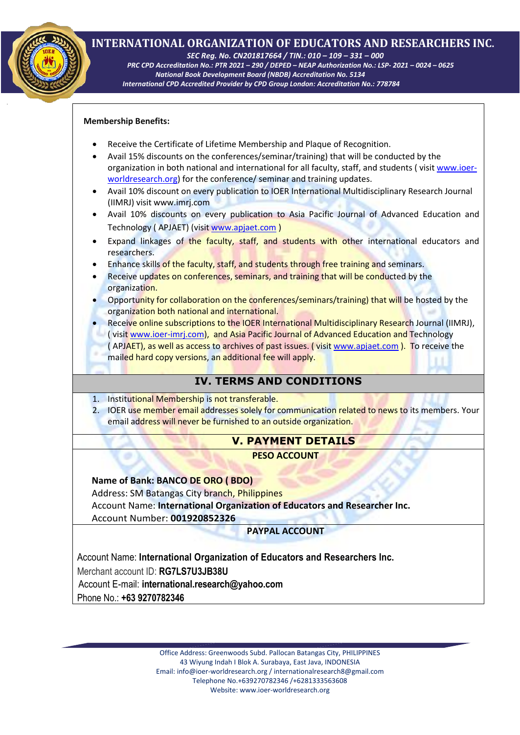**Membership Benefits:**

- Receive the Certificate of Lifetime Membership and Plaque of Recognition.
- Avail 15% discounts on the conferences/seminar/training) that will be conducted by the organization in both national and international for all faculty, staff, and students ( visit www.ioer-worldresearch.org) for the conference/ seminar and training updates.
- Avail 10% discount on every publication to IOER International Multidisciplinary Research Journal (IIMRJ) visit www.imrj.com
- Avail 10% discounts on every publication to Asia Pacific Journal of Advanced Education and Technology ( APJAET) (visit www.apjaet.com )
- Expand linkages of the faculty, staff, and students with other international educators and researchers.
- Enhance skills of the faculty, staff, and students through free training and seminars.
- Receive updates on conferences, seminars, and training that will be conducted by the organization.
- Opportunity for collaboration on the conferences/seminars/training) that will be hosted by the organization both national and international.
- Receive online subscriptions to the IOER International Multidisciplinary Research Journal (IIMRJ), ( visit www.ioer-imrj.com), and Asia Pacific Journal of Advanced Education and Technology ( APJAET), as well as access to archives of past issues. ( visit www.apjaet.com ). To receive the mailed hard copy versions, an additional fee will apply.

## IV. TERMS AND CONDITIONS

1. Institutional Membership is not transferable.
2. IOER use member email addresses solely for communication related to news to its members. Your email address will never be furnished to an outside organization.

## V. PAYMENT DETAILS

**PESO ACCOUNT**

**Name of Bank: BANCO DE ORO ( BDO)**
Address: SM Batangas City branch, Philippines
Account Name: **International Organization of Educators and Researcher Inc.**
Account Number: **001920852326**

**PAYPAL ACCOUNT**

Account Name: **International Organization of Educators and Researchers Inc.**
Merchant account ID: **RG7LS7U3JB38U**
Account E-mail: **international.research@yahoo.com**
Phone No.: **+63 9270782346**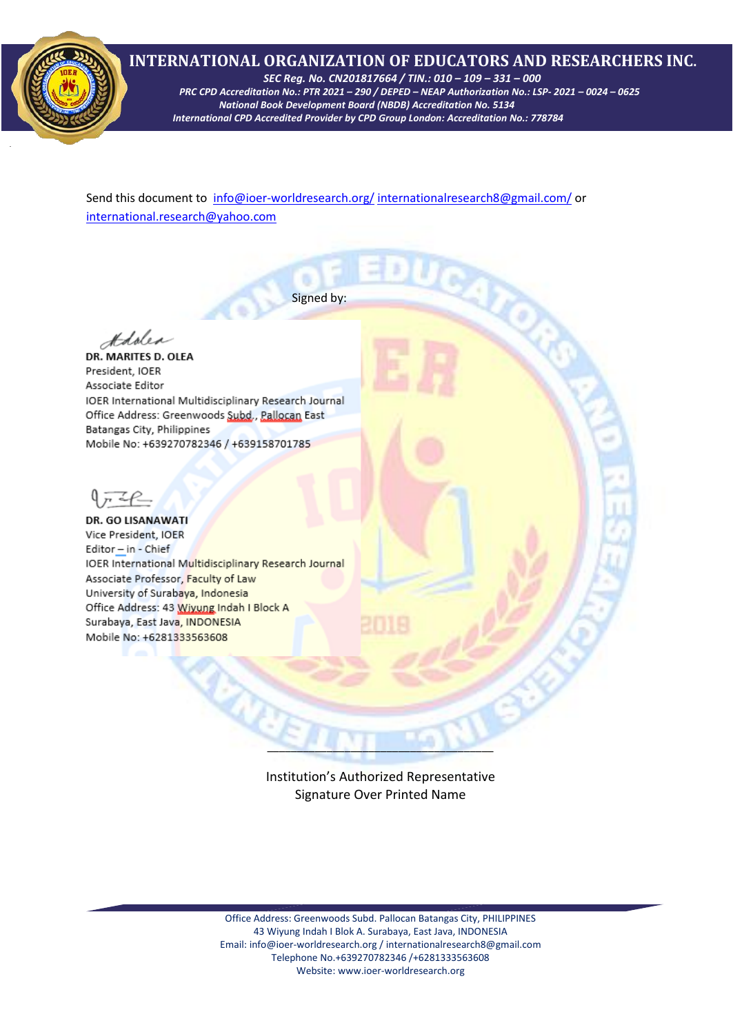Send this document to info@ioer-worldresearch.org/ internationalresearch8@gmail.com/ or international.research@yahoo.com

Signed by:

**DR. MARITES D. OLEA**
President, IOER
Associate Editor
IOER International Multidisciplinary Research Journal
Office Address: Greenwoods Subd., Pallocan East
Batangas City, Philippines
Mobile No: +639270782346 / +639158701785

**DR. GO LISANAWATI**
Vice President, IOER
Editor – in - Chief
IOER International Multidisciplinary Research Journal
Associate Professor, Faculty of Law
University of Surabaya, Indonesia
Office Address: 43 Wiyung Indah I Block A
Surabaya, East Java, INDONESIA
Mobile No: +6281333563608

\_\_\_\_\_\_\_\_\_\_\_\_\_\_\_\_\_\_\_\_\_\_\_\_\_\_\_\_\_\_\_\_\_\_

Institution's Authorized Representative
Signature Over Printed Name